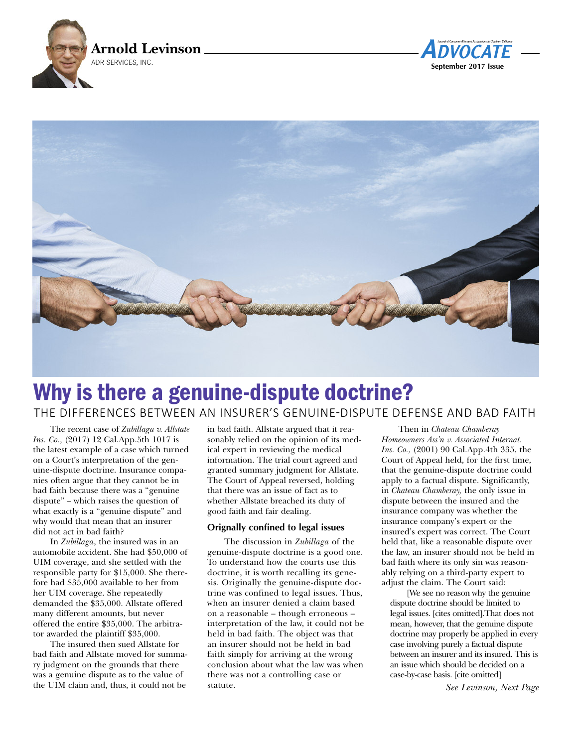Arnold Levinson

ADR SERVICES, INC.

# Why is there a genuine-dispute doctrine?

## THE DIFFERENCES BETWEEN AN INSURER'S GENUINE-DISPUTE DEFENSE AND BAD FAITH

The recent case of *Zubillaga v. Allstate Ins. Co.,* (2017) 12 Cal.App.5th 1017 is the latest example of a case which turned on a Court's interpretation of the genuine-dispute doctrine. Insurance companies often argue that they cannot be in bad faith because there was a "genuine dispute" – which raises the question of what exactly is a "genuine dispute" and why would that mean that an insurer did not act in bad faith?

In *Zubillaga*, the insured was in an automobile accident. She had $50,000 of UIM coverage, and she settled with the responsible party for $15,000. She therefore had $35,000 available to her from her UIM coverage. She repeatedly demanded the $35,000. Allstate offered many different amounts, but never offered the entire $35,000. The arbitrator awarded the plaintiff $35,000.

The insured then sued Allstate for bad faith and Allstate moved for summary judgment on the grounds that there was a genuine dispute as to the value of the UIM claim and, thus, it could not be in bad faith. Allstate argued that it reasonably relied on the opinion of its medical expert in reviewing the medical information. The trial court agreed and granted summary judgment for Allstate. The Court of Appeal reversed, holding that there was an issue of fact as to whether Allstate breached its duty of good faith and fair dealing.

### Orignally confined to legal issues

The discussion in *Zubillaga* of the genuine-dispute doctrine is a good one. To understand how the courts use this doctrine, it is worth recalling its genesis. Originally the genuine-dispute doctrine was confined to legal issues. Thus, when an insurer denied a claim based on a reasonable – though erroneous – interpretation of the law, it could not be held in bad faith. The object was that an insurer should not be held in bad faith simply for arriving at the wrong conclusion about what the law was when there was not a controlling case or statute.

Then in *Chateau Chamberay Homeowners Ass'n v. Associated Internat. Ins. Co.,* (2001) 90 Cal.App.4th 335, the Court of Appeal held, for the first time, that the genuine-dispute doctrine could apply to a factual dispute. Significantly, in *Chateau Chamberay,* the only issue in dispute between the insured and the insurance company was whether the insurance company's expert or the insured's expert was correct. The Court held that, like a reasonable dispute over the law, an insurer should not be held in bad faith where its only sin was reasonably relying on a third-party expert to adjust the claim. The Court said:

> [We see no reason why the genuine dispute doctrine should be limited to legal issues. [cites omitted].That does not mean, however, that the genuine dispute doctrine may properly be applied in every case involving purely a factual dispute between an insurer and its insured. This is an issue which should be decided on a case-by-case basis. [cite omitted]

*See Levinson, Next Page*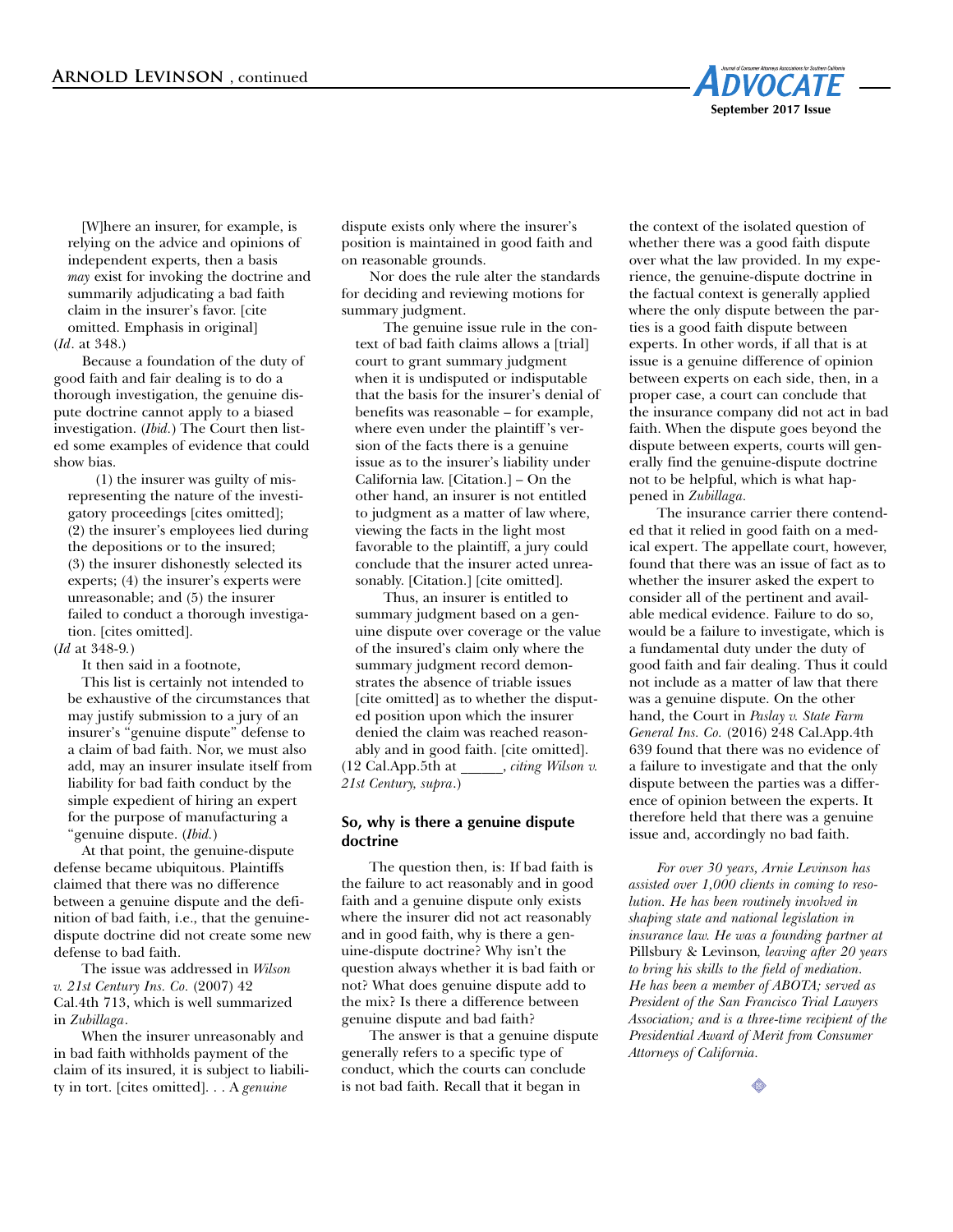[W]here an insurer, for example, is relying on the advice and opinions of independent experts, then a basis *may* exist for invoking the doctrine and summarily adjudicating a bad faith claim in the insurer's favor. [cite omitted. Emphasis in original]

(*Id*. at 348.)

Because a foundation of the duty of good faith and fair dealing is to do a thorough investigation, the genuine dispute doctrine cannot apply to a biased investigation. (*Ibid.*) The Court then listed some examples of evidence that could show bias.

> (1) the insurer was guilty of misrepresenting the nature of the investigatory proceedings [cites omitted]; (2) the insurer's employees lied during the depositions or to the insured; (3) the insurer dishonestly selected its experts; (4) the insurer's experts were unreasonable; and (5) the insurer failed to conduct a thorough investigation. [cites omitted].

(*Id* at 348-9.)

It then said in a footnote,

> This list is certainly not intended to be exhaustive of the circumstances that may justify submission to a jury of an insurer's "genuine dispute" defense to a claim of bad faith. Nor, we must also add, may an insurer insulate itself from liability for bad faith conduct by the simple expedient of hiring an expert for the purpose of manufacturing a "genuine dispute. (*Ibid.*)

At that point, the genuine-dispute defense became ubiquitous. Plaintiffs claimed that there was no difference between a genuine dispute and the definition of bad faith, i.e., that the genuine-dispute doctrine did not create some new defense to bad faith.

The issue was addressed in *Wilson v. 21st Century Ins. Co.* (2007) 42 Cal.4th 713, which is well summarized in *Zubillaga*.

> When the insurer unreasonably and in bad faith withholds payment of the claim of its insured, it is subject to liability in tort. [cites omitted]. . . A *genuine* dispute exists only where the insurer's position is maintained in good faith and on reasonable grounds.

Nor does the rule alter the standards for deciding and reviewing motions for summary judgment.

> The genuine issue rule in the context of bad faith claims allows a [trial] court to grant summary judgment when it is undisputed or indisputable that the basis for the insurer's denial of benefits was reasonable – for example, where even under the plaintiff's version of the facts there is a genuine issue as to the insurer's liability under California law. [Citation.] – On the other hand, an insurer is not entitled to judgment as a matter of law where, viewing the facts in the light most favorable to the plaintiff, a jury could conclude that the insurer acted unreasonably. [Citation.] [cite omitted].
>
> Thus, an insurer is entitled to summary judgment based on a genuine dispute over coverage or the value of the insured's claim only where the summary judgment record demonstrates the absence of triable issues [cite omitted] as to whether the disputed position upon which the insurer denied the claim was reached reasonably and in good faith. [cite omitted].

(12 Cal.App.5th at ______, *citing Wilson v. 21st Century, supra*.)

## So, why is there a genuine dispute doctrine

The question then, is: If bad faith is the failure to act reasonably and in good faith and a genuine dispute only exists where the insurer did not act reasonably and in good faith, why is there a genuine-dispute doctrine? Why isn't the question always whether it is bad faith or not? What does genuine dispute add to the mix? Is there a difference between genuine dispute and bad faith?

The answer is that a genuine dispute generally refers to a specific type of conduct, which the courts can conclude is not bad faith. Recall that it began in the context of the isolated question of whether there was a good faith dispute over what the law provided. In my experience, the genuine-dispute doctrine in the factual context is generally applied where the only dispute between the parties is a good faith dispute between experts. In other words, if all that is at issue is a genuine difference of opinion between experts on each side, then, in a proper case, a court can conclude that the insurance company did not act in bad faith. When the dispute goes beyond the dispute between experts, courts will generally find the genuine-dispute doctrine not to be helpful, which is what happened in *Zubillaga*.

The insurance carrier there contended that it relied in good faith on a medical expert. The appellate court, however, found that there was an issue of fact as to whether the insurer asked the expert to consider all of the pertinent and available medical evidence. Failure to do so, would be a failure to investigate, which is a fundamental duty under the duty of good faith and fair dealing. Thus it could not include as a matter of law that there was a genuine dispute. On the other hand, the Court in *Paslay v. State Farm General Ins. Co.* (2016) 248 Cal.App.4th 639 found that there was no evidence of a failure to investigate and that the only dispute between the parties was a difference of opinion between the experts. It therefore held that there was a genuine issue and, accordingly no bad faith.

*For over 30 years, Arnie Levinson has assisted over 1,000 clients in coming to resolution. He has been routinely involved in shaping state and national legislation in insurance law. He was a founding partner at* Pillsbury & Levinson*, leaving after 20 years to bring his skills to the field of mediation. He has been a member of ABOTA; served as President of the San Francisco Trial Lawyers Association; and is a three-time recipient of the Presidential Award of Merit from Consumer Attorneys of California.*